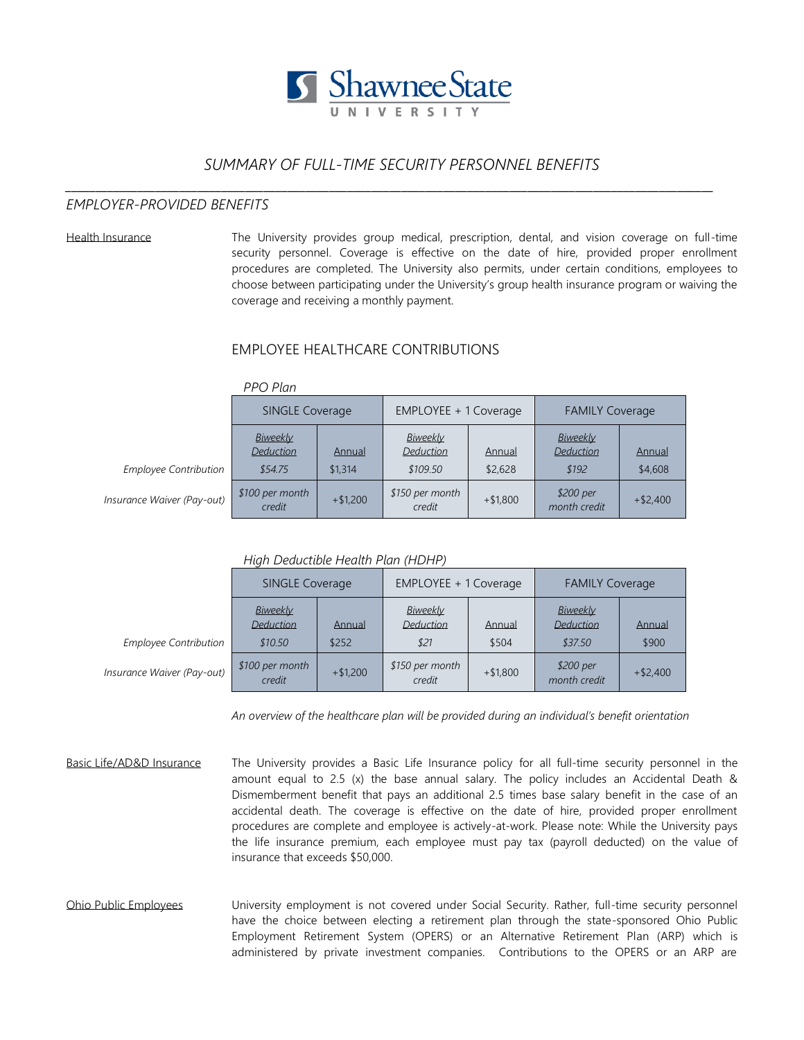# SUMMARY OF FULL-TIME SECURITY PERSONNEL BENEFITS

## EMPLOYER-PROVIDED BENEFITS

**Health Insurance**

The University provides group medical, prescription, dental, and vision coverage on full-time security personnel. Coverage is effective on the date of hire, provided proper enrollment procedures are completed. The University also permits, under certain conditions, employees to choose between participating under the University's group health insurance program or waiving the coverage and receiving a monthly payment.

### EMPLOYEE HEALTHCARE CONTRIBUTIONS

*PPO Plan*

| | SINGLE Coverage | | EMPLOYEE + 1 Coverage | | FAMILY Coverage | |
|---|---|---|---|---|---|---|
| | *Biweekly Deduction* | Annual | *Biweekly Deduction* | Annual | *Biweekly Deduction* | Annual |
| *Employee Contribution* | *$54.75* | $1,314 | *$109.50* | $2,628 | *$192* | $4,608 |
| *Insurance Waiver (Pay-out)* | *$100 per month credit* | +$1,200 | *$150 per month credit* | +$1,800 | *$200 per month credit* | +$2,400 |

*High Deductible Health Plan (HDHP)*

| | SINGLE Coverage | | EMPLOYEE + 1 Coverage | | FAMILY Coverage | |
|---|---|---|---|---|---|---|
| | *Biweekly Deduction* | Annual | *Biweekly Deduction* | Annual | *Biweekly Deduction* | Annual |
| *Employee Contribution* | *$10.50* | $252 | *$21* | $504 | *$37.50* | $900 |
| *Insurance Waiver (Pay-out)* | *$100 per month credit* | +$1,200 | *$150 per month credit* | +$1,800 | *$200 per month credit* | +$2,400 |

*An overview of the healthcare plan will be provided during an individual's benefit orientation*

**Basic Life/AD&D Insurance**

The University provides a Basic Life Insurance policy for all full-time security personnel in the amount equal to 2.5 (x) the base annual salary. The policy includes an Accidental Death & Dismemberment benefit that pays an additional 2.5 times base salary benefit in the case of an accidental death. The coverage is effective on the date of hire, provided proper enrollment procedures are complete and employee is actively-at-work. Please note: While the University pays the life insurance premium, each employee must pay tax (payroll deducted) on the value of insurance that exceeds $50,000.

**Ohio Public Employees**

University employment is not covered under Social Security. Rather, full-time security personnel have the choice between electing a retirement plan through the state-sponsored Ohio Public Employment Retirement System (OPERS) or an Alternative Retirement Plan (ARP) which is administered by private investment companies. Contributions to the OPERS or an ARP are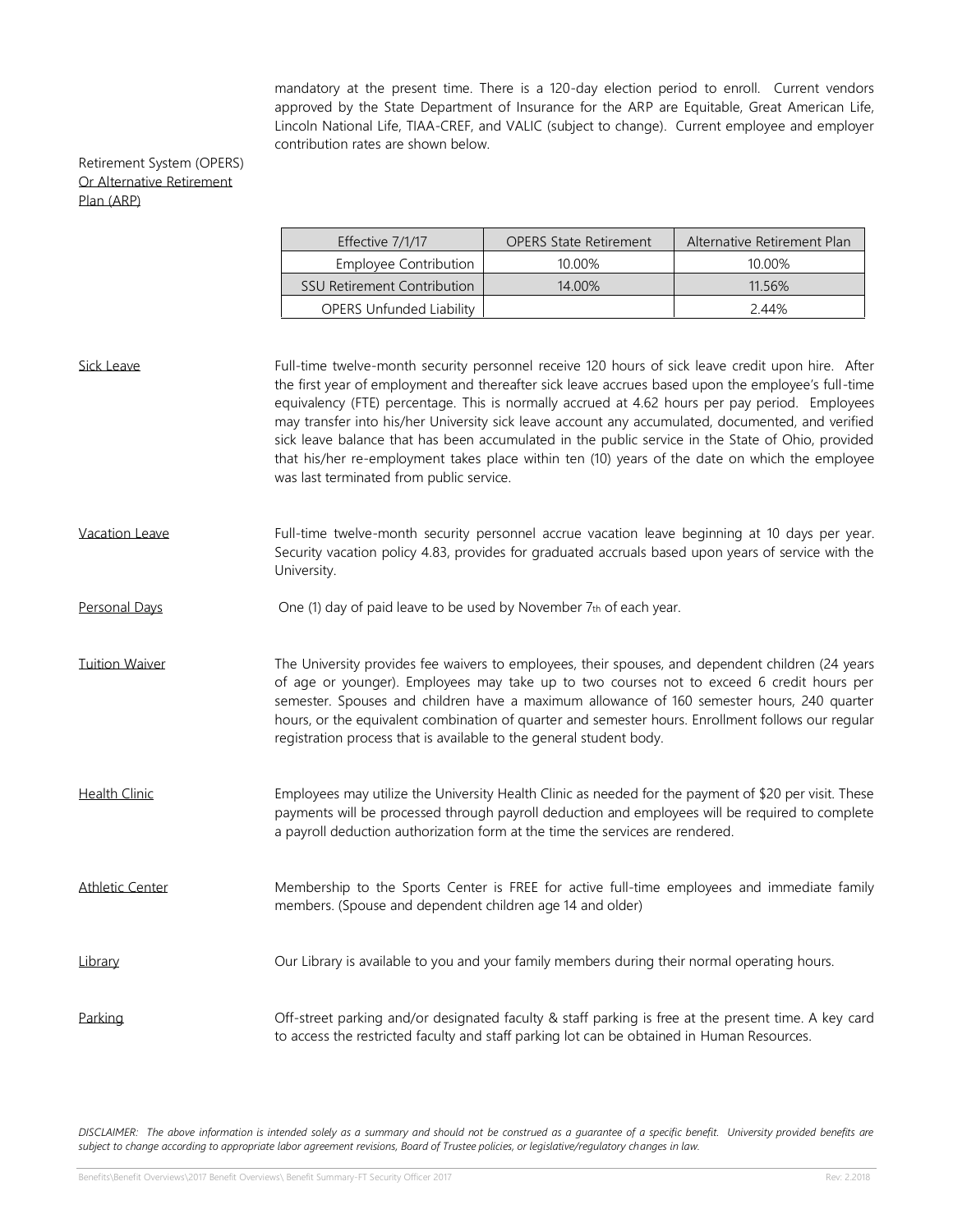mandatory at the present time. There is a 120-day election period to enroll. Current vendors approved by the State Department of Insurance for the ARP are Equitable, Great American Life, Lincoln National Life, TIAA-CREF, and VALIC (subject to change). Current employee and employer contribution rates are shown below.

Retirement System (OPERS) Or Alternative Retirement Plan (ARP)

| Effective 7/1/17 | OPERS State Retirement | Alternative Retirement Plan |
|---|---|---|
| Employee Contribution | 10.00% | 10.00% |
| SSU Retirement Contribution | 14.00% | 11.56% |
| OPERS Unfunded Liability | | 2.44% |

**Sick Leave**

Full-time twelve-month security personnel receive 120 hours of sick leave credit upon hire. After the first year of employment and thereafter sick leave accrues based upon the employee's full-time equivalency (FTE) percentage. This is normally accrued at 4.62 hours per pay period. Employees may transfer into his/her University sick leave account any accumulated, documented, and verified sick leave balance that has been accumulated in the public service in the State of Ohio, provided that his/her re-employment takes place within ten (10) years of the date on which the employee was last terminated from public service.

**Vacation Leave**

Full-time twelve-month security personnel accrue vacation leave beginning at 10 days per year. Security vacation policy 4.83, provides for graduated accruals based upon years of service with the University.

**Personal Days**

One (1) day of paid leave to be used by November 7th of each year.

**Tuition Waiver**

The University provides fee waivers to employees, their spouses, and dependent children (24 years of age or younger). Employees may take up to two courses not to exceed 6 credit hours per semester. Spouses and children have a maximum allowance of 160 semester hours, 240 quarter hours, or the equivalent combination of quarter and semester hours. Enrollment follows our regular registration process that is available to the general student body.

**Health Clinic**

Employees may utilize the University Health Clinic as needed for the payment of $20 per visit. These payments will be processed through payroll deduction and employees will be required to complete a payroll deduction authorization form at the time the services are rendered.

**Athletic Center**

Membership to the Sports Center is FREE for active full-time employees and immediate family members. (Spouse and dependent children age 14 and older)

**Library**

Our Library is available to you and your family members during their normal operating hours.

**Parking**

Off-street parking and/or designated faculty & staff parking is free at the present time. A key card to access the restricted faculty and staff parking lot can be obtained in Human Resources.

*DISCLAIMER: The above information is intended solely as a summary and should not be construed as a guarantee of a specific benefit. University provided benefits are subject to change according to appropriate labor agreement revisions, Board of Trustee policies, or legislative/regulatory changes in law.*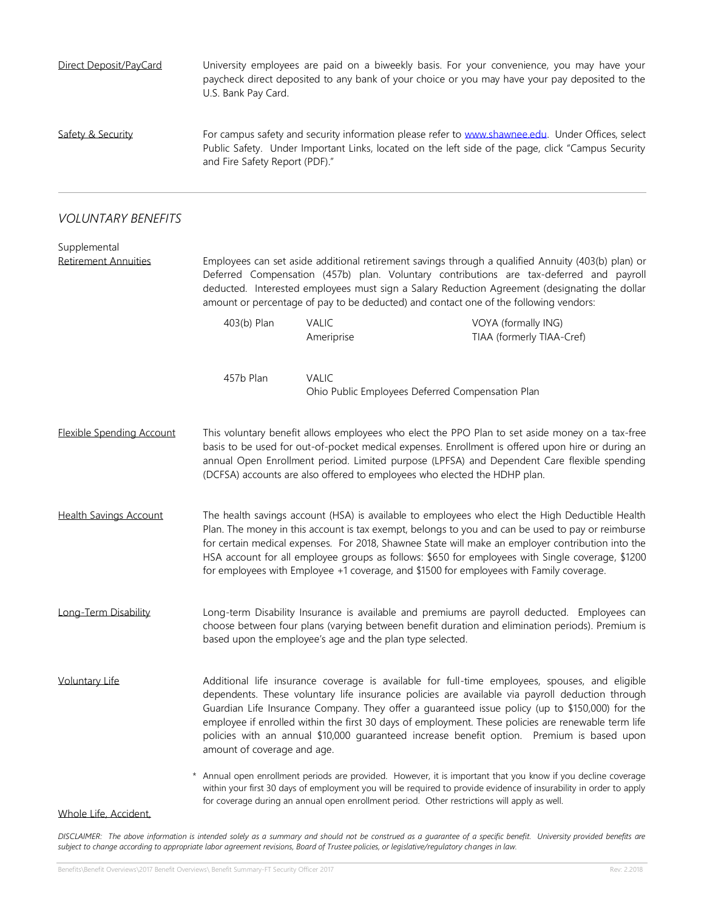Direct Deposit/PayCard

University employees are paid on a biweekly basis. For your convenience, you may have your paycheck direct deposited to any bank of your choice or you may have your pay deposited to the U.S. Bank Pay Card.

Safety & Security

For campus safety and security information please refer to www.shawnee.edu. Under Offices, select Public Safety. Under Important Links, located on the left side of the page, click "Campus Security and Fire Safety Report (PDF)."

---

## *VOLUNTARY BENEFITS*

Supplemental Retirement Annuities

Employees can set aside additional retirement savings through a qualified Annuity (403(b) plan) or Deferred Compensation (457b) plan. Voluntary contributions are tax-deferred and payroll deducted. Interested employees must sign a Salary Reduction Agreement (designating the dollar amount or percentage of pay to be deducted) and contact one of the following vendors:

| | | |
|---|---|---|
| 403(b) Plan | VALIC<br>Ameriprise | VOYA (formally ING)<br>TIAA (formerly TIAA-Cref) |
| 457b Plan | VALIC<br>Ohio Public Employees Deferred Compensation Plan | |

Flexible Spending Account

This voluntary benefit allows employees who elect the PPO Plan to set aside money on a tax-free basis to be used for out-of-pocket medical expenses. Enrollment is offered upon hire or during an annual Open Enrollment period. Limited purpose (LPFSA) and Dependent Care flexible spending (DCFSA) accounts are also offered to employees who elected the HDHP plan.

Health Savings Account

The health savings account (HSA) is available to employees who elect the High Deductible Health Plan. The money in this account is tax exempt, belongs to you and can be used to pay or reimburse for certain medical expenses. For 2018, Shawnee State will make an employer contribution into the HSA account for all employee groups as follows: $650 for employees with Single coverage, $1200 for employees with Employee +1 coverage, and $1500 for employees with Family coverage.

Long-Term Disability

Long-term Disability Insurance is available and premiums are payroll deducted. Employees can choose between four plans (varying between benefit duration and elimination periods). Premium is based upon the employee's age and the plan type selected.

Voluntary Life

Additional life insurance coverage is available for full-time employees, spouses, and eligible dependents. These voluntary life insurance policies are available via payroll deduction through Guardian Life Insurance Company. They offer a guaranteed issue policy (up to $150,000) for the employee if enrolled within the first 30 days of employment. These policies are renewable term life policies with an annual $10,000 guaranteed increase benefit option. Premium is based upon amount of coverage and age.

\* Annual open enrollment periods are provided. However, it is important that you know if you decline coverage within your first 30 days of employment you will be required to provide evidence of insurability in order to apply for coverage during an annual open enrollment period. Other restrictions will apply as well.

Whole Life, Accident,

*DISCLAIMER: The above information is intended solely as a summary and should not be construed as a guarantee of a specific benefit. University provided benefits are subject to change according to appropriate labor agreement revisions, Board of Trustee policies, or legislative/regulatory changes in law.*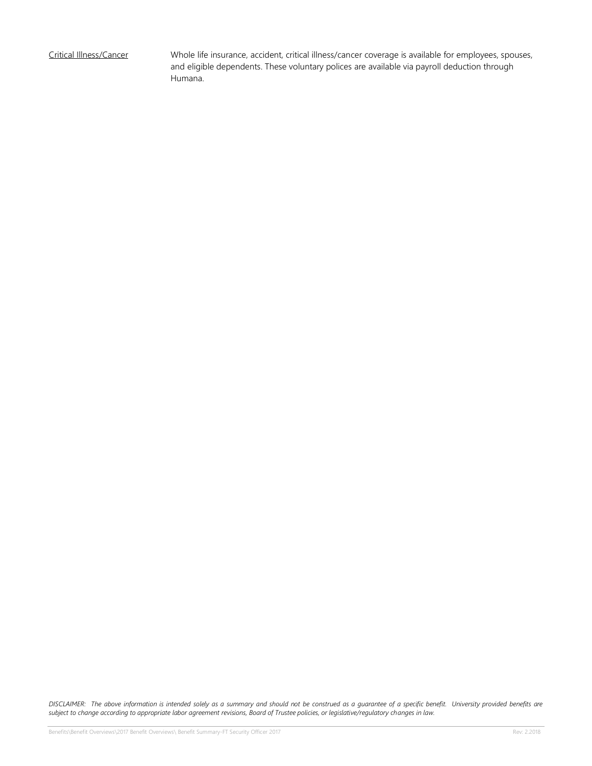| | |
|---|---|
| <u>Critical Illness/Cancer</u> | Whole life insurance, accident, critical illness/cancer coverage is available for employees, spouses, and eligible dependents. These voluntary polices are available via payroll deduction through Humana. |

*DISCLAIMER: The above information is intended solely as a summary and should not be construed as a guarantee of a specific benefit. University provided benefits are subject to change according to appropriate labor agreement revisions, Board of Trustee policies, or legislative/regulatory changes in law.*